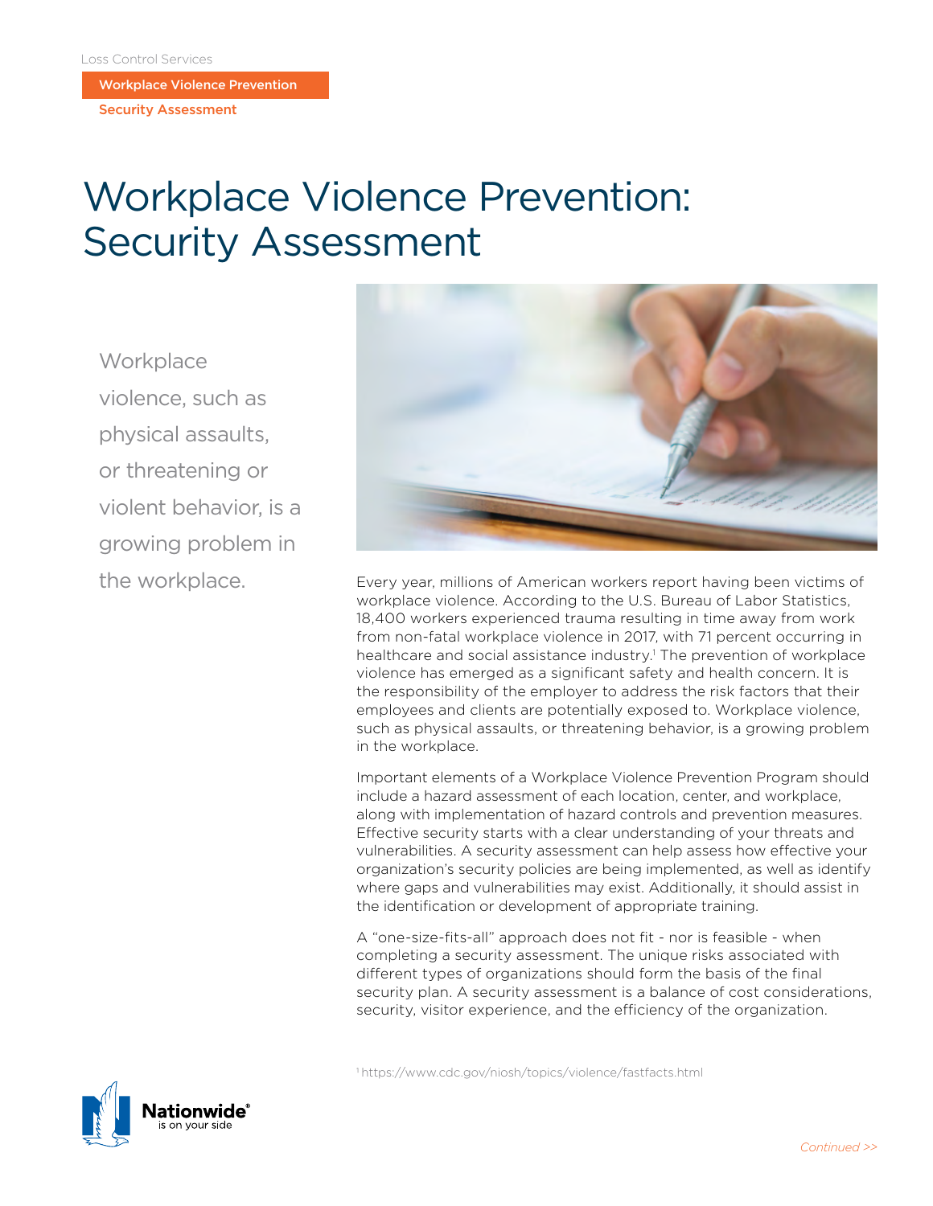Loss Control Services

**Workplace Violence Prevention**

**Security Assessment**

# Workplace Violence Prevention: Security Assessment

Workplace violence, such as physical assaults, or threatening or violent behavior, is a growing problem in the workplace.

Every year, millions of American workers report having been victims of workplace violence. According to the U.S. Bureau of Labor Statistics, 18,400 workers experienced trauma resulting in time away from work from non-fatal workplace violence in 2017, with 71 percent occurring in healthcare and social assistance industry.[1] The prevention of workplace violence has emerged as a significant safety and health concern. It is the responsibility of the employer to address the risk factors that their employees and clients are potentially exposed to. Workplace violence, such as physical assaults, or threatening behavior, is a growing problem in the workplace.

Important elements of a Workplace Violence Prevention Program should include a hazard assessment of each location, center, and workplace, along with implementation of hazard controls and prevention measures. Effective security starts with a clear understanding of your threats and vulnerabilities. A security assessment can help assess how effective your organization's security policies are being implemented, as well as identify where gaps and vulnerabilities may exist. Additionally, it should assist in the identification or development of appropriate training.

A "one-size-fits-all" approach does not fit - nor is feasible - when completing a security assessment. The unique risks associated with different types of organizations should form the basis of the final security plan. A security assessment is a balance of cost considerations, security, visitor experience, and the efficiency of the organization.

[1] https://www.cdc.gov/niosh/topics/violence/fastfacts.html

*Continued >>*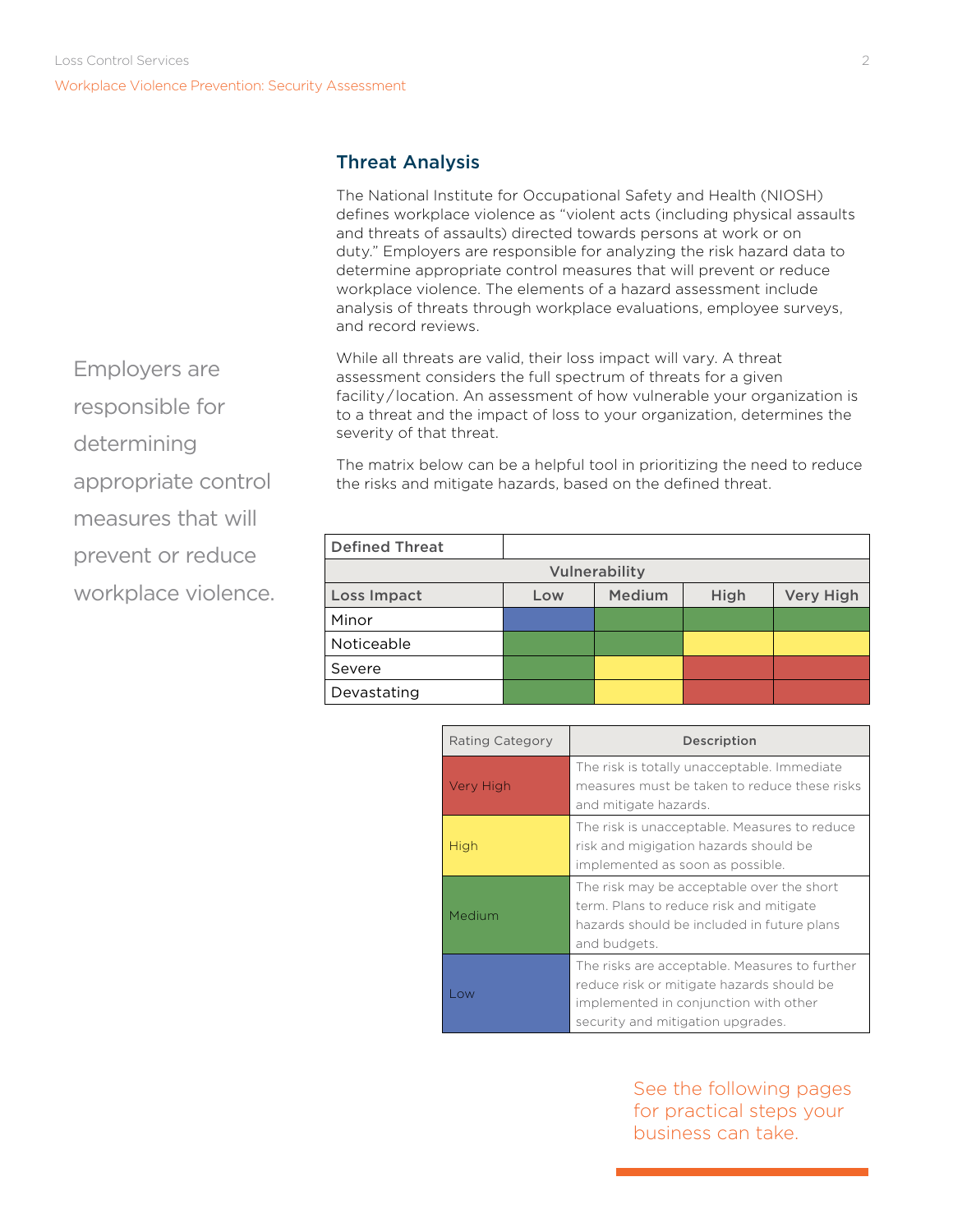## Threat Analysis

The National Institute for Occupational Safety and Health (NIOSH) defines workplace violence as "violent acts (including physical assaults and threats of assaults) directed towards persons at work or on duty." Employers are responsible for analyzing the risk hazard data to determine appropriate control measures that will prevent or reduce workplace violence. The elements of a hazard assessment include analysis of threats through workplace evaluations, employee surveys, and record reviews.

> Employers are responsible for determining appropriate control measures that will prevent or reduce workplace violence.

While all threats are valid, their loss impact will vary. A threat assessment considers the full spectrum of threats for a given facility/location. An assessment of how vulnerable your organization is to a threat and the impact of loss to your organization, determines the severity of that threat.

The matrix below can be a helpful tool in prioritizing the need to reduce the risks and mitigate hazards, based on the defined threat.

| **Defined Threat** | | | | |
|---|---|---|---|---|
| | **Vulnerability** | | | |
| **Loss Impact** | **Low** | **Medium** | **High** | **Very High** |
| Minor | Low | Medium | Medium | Medium |
| Noticeable | Medium | Medium | High | High |
| Severe | Medium | High | Very High | Very High |
| Devastating | Medium | High | Very High | Very High |

| Rating Category | Description |
|---|---|
| Very High | The risk is totally unacceptable. Immediate measures must be taken to reduce these risks and mitigate hazards. |
| High | The risk is unacceptable. Measures to reduce risk and migigation hazards should be implemented as soon as possible. |
| Medium | The risk may be acceptable over the short term. Plans to reduce risk and mitigate hazards should be included in future plans and budgets. |
| Low | The risks are acceptable. Measures to further reduce risk or mitigate hazards should be implemented in conjunction with other security and mitigation upgrades. |

See the following pages for practical steps your business can take.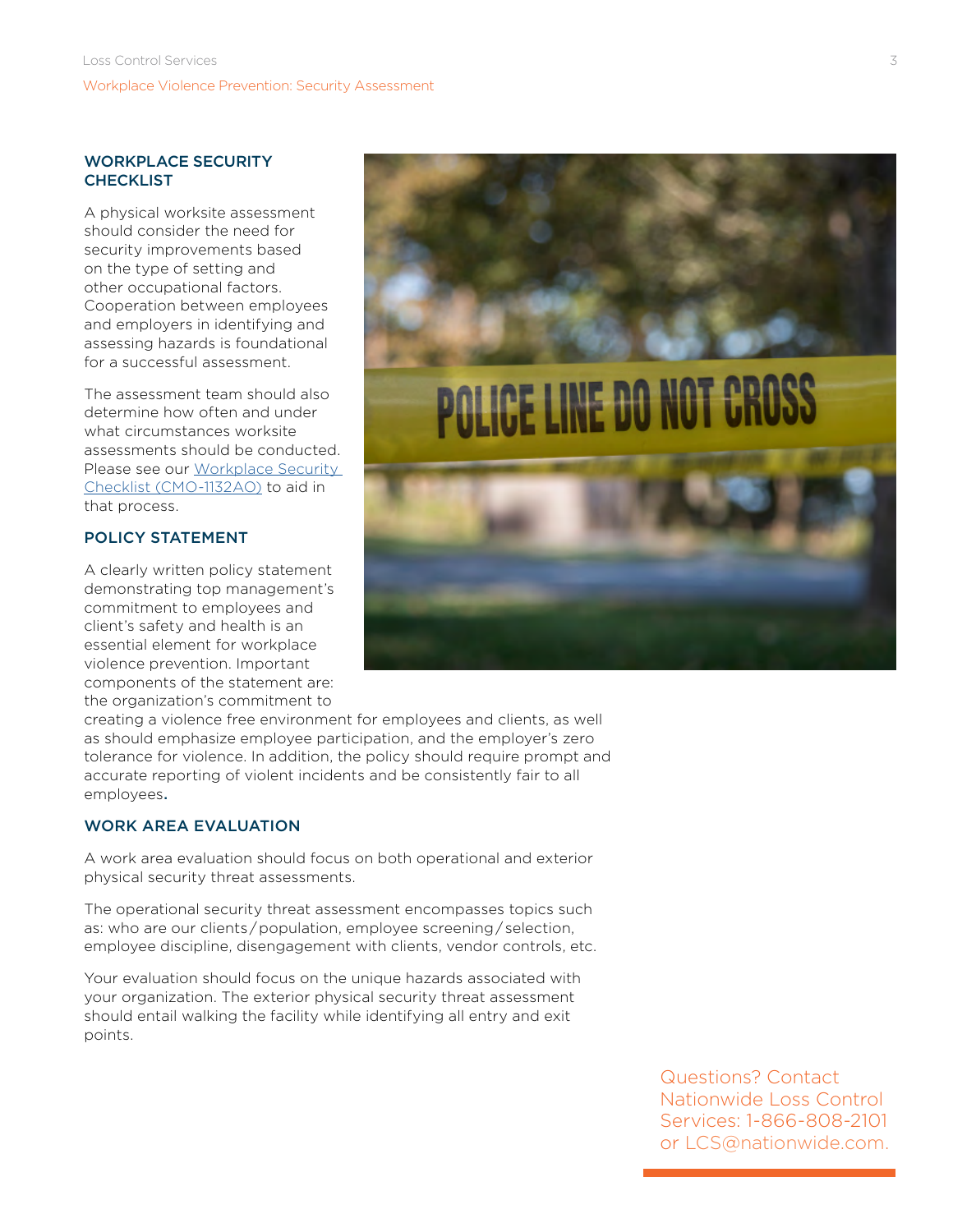## WORKPLACE SECURITY CHECKLIST

A physical worksite assessment should consider the need for security improvements based on the type of setting and other occupational factors. Cooperation between employees and employers in identifying and assessing hazards is foundational for a successful assessment.

The assessment team should also determine how often and under what circumstances worksite assessments should be conducted. Please see our [Workplace Security Checklist (CMO-1132AO)]() to aid in that process.

## POLICY STATEMENT

A clearly written policy statement demonstrating top management's commitment to employees and client's safety and health is an essential element for workplace violence prevention. Important components of the statement are: the organization's commitment to creating a violence free environment for employees and clients, as well as should emphasize employee participation, and the employer's zero tolerance for violence. In addition, the policy should require prompt and accurate reporting of violent incidents and be consistently fair to all employees.

## WORK AREA EVALUATION

A work area evaluation should focus on both operational and exterior physical security threat assessments.

The operational security threat assessment encompasses topics such as: who are our clients/population, employee screening/selection, employee discipline, disengagement with clients, vendor controls, etc.

Your evaluation should focus on the unique hazards associated with your organization. The exterior physical security threat assessment should entail walking the facility while identifying all entry and exit points.

Questions? Contact Nationwide Loss Control Services: 1-866-808-2101 or LCS@nationwide.com.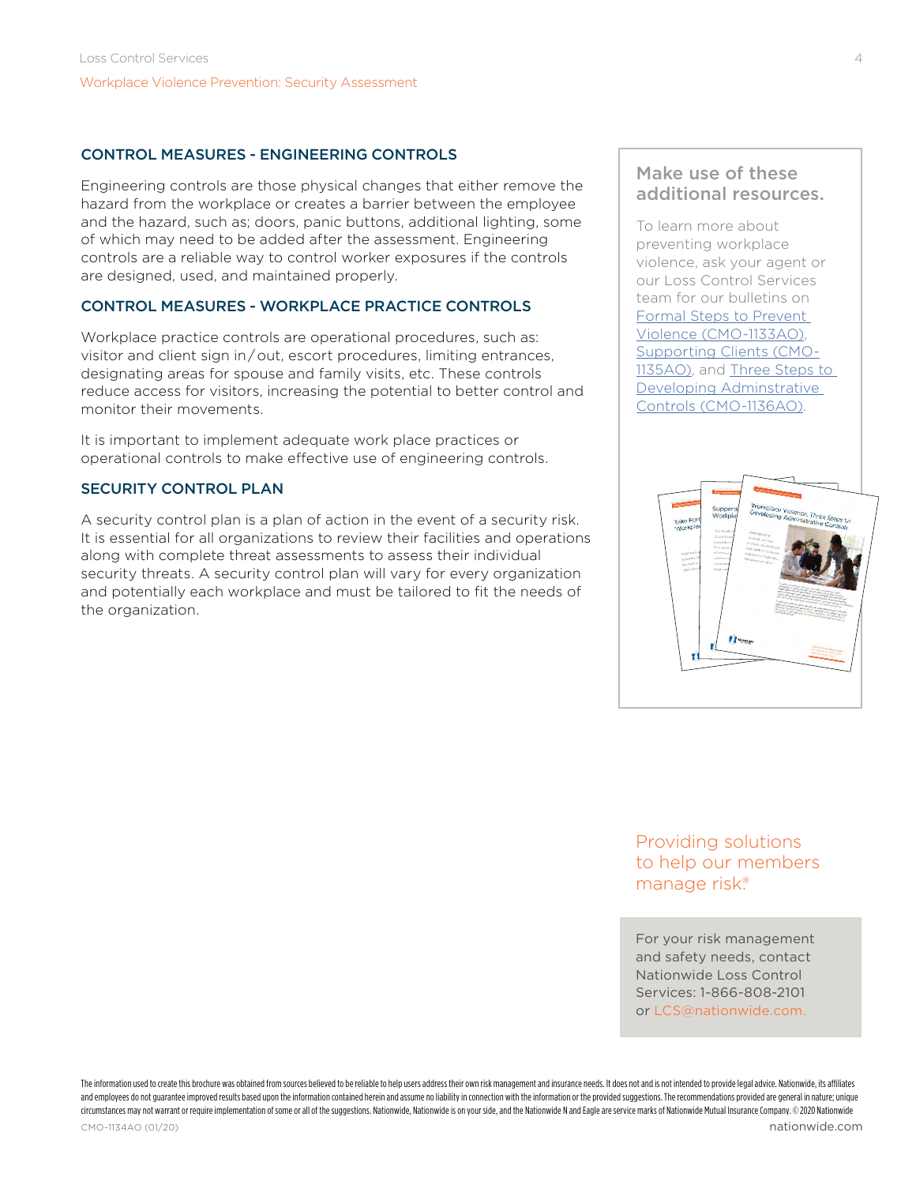## CONTROL MEASURES - ENGINEERING CONTROLS

Engineering controls are those physical changes that either remove the hazard from the workplace or creates a barrier between the employee and the hazard, such as; doors, panic buttons, additional lighting, some of which may need to be added after the assessment. Engineering controls are a reliable way to control worker exposures if the controls are designed, used, and maintained properly.

## CONTROL MEASURES - WORKPLACE PRACTICE CONTROLS

Workplace practice controls are operational procedures, such as: visitor and client sign in/out, escort procedures, limiting entrances, designating areas for spouse and family visits, etc. These controls reduce access for visitors, increasing the potential to better control and monitor their movements.

It is important to implement adequate work place practices or operational controls to make effective use of engineering controls.

## SECURITY CONTROL PLAN

A security control plan is a plan of action in the event of a security risk. It is essential for all organizations to review their facilities and operations along with complete threat assessments to assess their individual security threats. A security control plan will vary for every organization and potentially each workplace and must be tailored to fit the needs of the organization.

### Make use of these additional resources.

To learn more about preventing workplace violence, ask your agent or our Loss Control Services team for our bulletins on Formal Steps to Prevent Violence (CMO-1133AO), Supporting Clients (CMO-1135AO), and Three Steps to Developing Adminstrative Controls (CMO-1136AO).

Providing solutions to help our members manage risk.®

For your risk management and safety needs, contact Nationwide Loss Control Services: 1-866-808-2101 or LCS@nationwide.com.

The information used to create this brochure was obtained from sources believed to be reliable to help users address their own risk management and insurance needs. It does not and is not intended to provide legal advice. Nationwide, its affiliates and employees do not guarantee improved results based upon the information contained herein and assume no liability in connection with the information or the provided suggestions. The recommendations provided are general in nature; unique circumstances may not warrant or require implementation of some or all of the suggestions. Nationwide, Nationwide is on your side, and the Nationwide N and Eagle are service marks of Nationwide Mutual Insurance Company. © 2020 Nationwide

CMO-1134AO (01/20)

nationwide.com